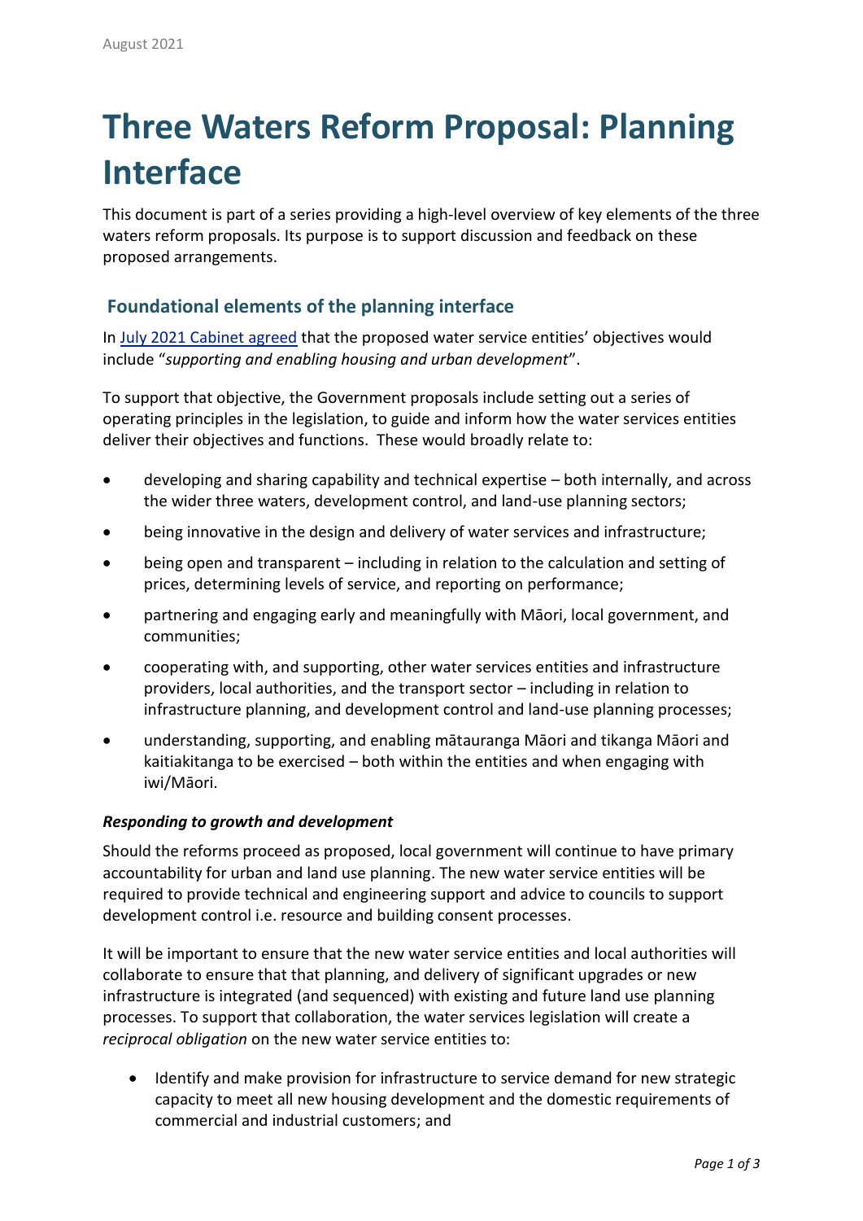August 2021

# Three Waters Reform Proposal: Planning Interface

This document is part of a series providing a high-level overview of key elements of the three waters reform proposals. Its purpose is to support discussion and feedback on these proposed arrangements.

## Foundational elements of the planning interface

In [July 2021 Cabinet agreed](#) that the proposed water service entities' objectives would include "*supporting and enabling housing and urban development*".

To support that objective, the Government proposals include setting out a series of operating principles in the legislation, to guide and inform how the water services entities deliver their objectives and functions. These would broadly relate to:

- developing and sharing capability and technical expertise – both internally, and across the wider three waters, development control, and land-use planning sectors;
- being innovative in the design and delivery of water services and infrastructure;
- being open and transparent – including in relation to the calculation and setting of prices, determining levels of service, and reporting on performance;
- partnering and engaging early and meaningfully with Māori, local government, and communities;
- cooperating with, and supporting, other water services entities and infrastructure providers, local authorities, and the transport sector – including in relation to infrastructure planning, and development control and land-use planning processes;
- understanding, supporting, and enabling mātauranga Māori and tikanga Māori and kaitiakitanga to be exercised – both within the entities and when engaging with iwi/Māori.

***Responding to growth and development***

Should the reforms proceed as proposed, local government will continue to have primary accountability for urban and land use planning. The new water service entities will be required to provide technical and engineering support and advice to councils to support development control i.e. resource and building consent processes.

It will be important to ensure that the new water service entities and local authorities will collaborate to ensure that that planning, and delivery of significant upgrades or new infrastructure is integrated (and sequenced) with existing and future land use planning processes. To support that collaboration, the water services legislation will create a *reciprocal obligation* on the new water service entities to:

- Identify and make provision for infrastructure to service demand for new strategic capacity to meet all new housing development and the domestic requirements of commercial and industrial customers; and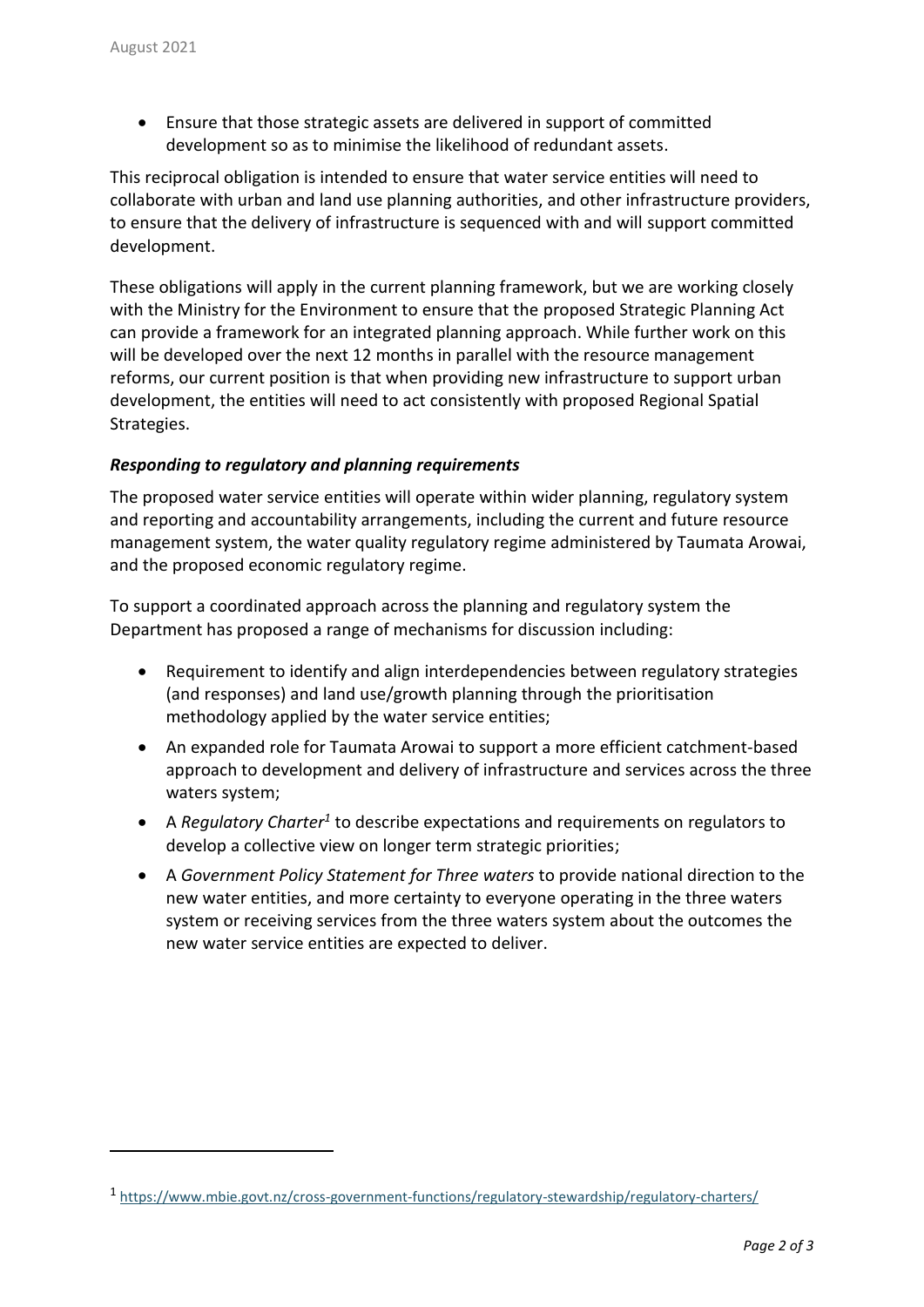- Ensure that those strategic assets are delivered in support of committed development so as to minimise the likelihood of redundant assets.

This reciprocal obligation is intended to ensure that water service entities will need to collaborate with urban and land use planning authorities, and other infrastructure providers, to ensure that the delivery of infrastructure is sequenced with and will support committed development.

These obligations will apply in the current planning framework, but we are working closely with the Ministry for the Environment to ensure that the proposed Strategic Planning Act can provide a framework for an integrated planning approach. While further work on this will be developed over the next 12 months in parallel with the resource management reforms, our current position is that when providing new infrastructure to support urban development, the entities will need to act consistently with proposed Regional Spatial Strategies.

### *Responding to regulatory and planning requirements*

The proposed water service entities will operate within wider planning, regulatory system and reporting and accountability arrangements, including the current and future resource management system, the water quality regulatory regime administered by Taumata Arowai, and the proposed economic regulatory regime.

To support a coordinated approach across the planning and regulatory system the Department has proposed a range of mechanisms for discussion including:

- Requirement to identify and align interdependencies between regulatory strategies (and responses) and land use/growth planning through the prioritisation methodology applied by the water service entities;
- An expanded role for Taumata Arowai to support a more efficient catchment-based approach to development and delivery of infrastructure and services across the three waters system;
- A *Regulatory Charter*[1] to describe expectations and requirements on regulators to develop a collective view on longer term strategic priorities;
- A *Government Policy Statement for Three waters* to provide national direction to the new water entities, and more certainty to everyone operating in the three waters system or receiving services from the three waters system about the outcomes the new water service entities are expected to deliver.

---

[1] https://www.mbie.govt.nz/cross-government-functions/regulatory-stewardship/regulatory-charters/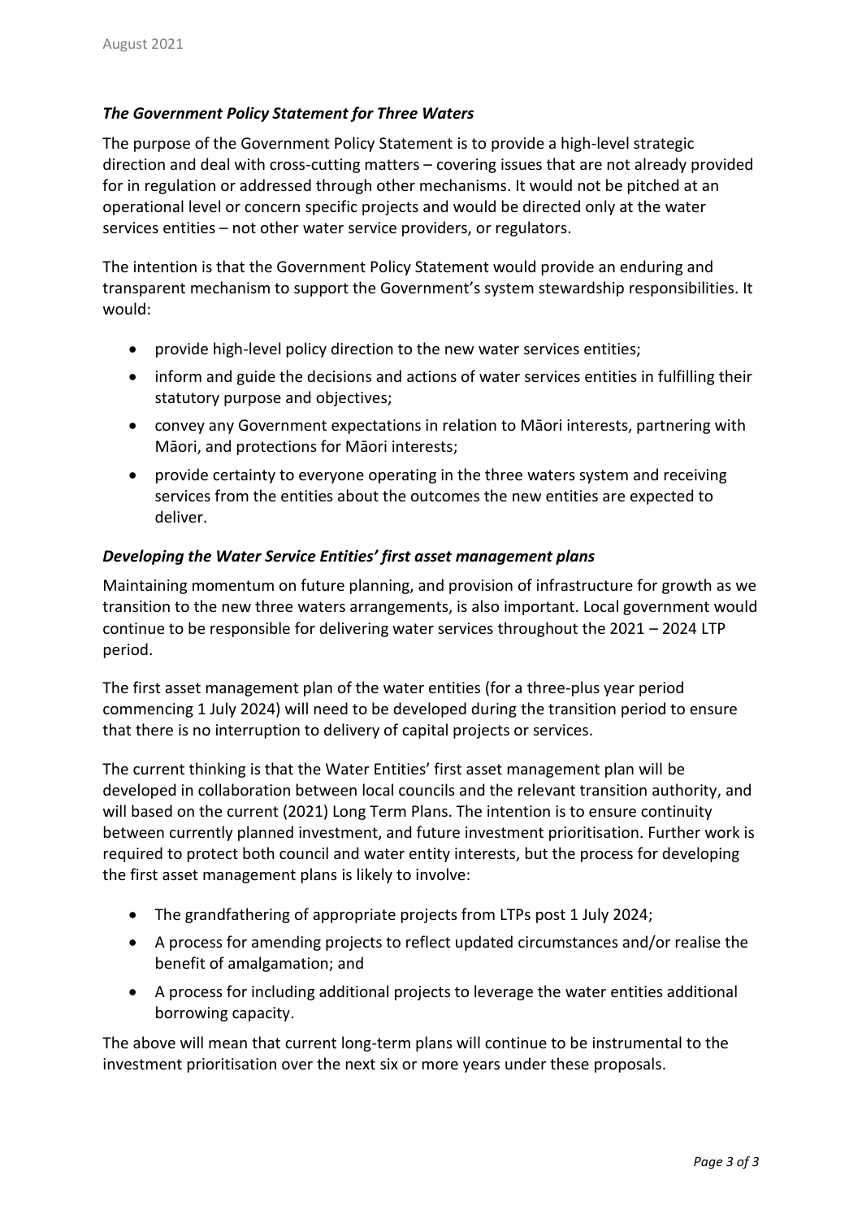### *The Government Policy Statement for Three Waters*

The purpose of the Government Policy Statement is to provide a high-level strategic direction and deal with cross-cutting matters – covering issues that are not already provided for in regulation or addressed through other mechanisms. It would not be pitched at an operational level or concern specific projects and would be directed only at the water services entities – not other water service providers, or regulators.

The intention is that the Government Policy Statement would provide an enduring and transparent mechanism to support the Government's system stewardship responsibilities. It would:

- provide high-level policy direction to the new water services entities;
- inform and guide the decisions and actions of water services entities in fulfilling their statutory purpose and objectives;
- convey any Government expectations in relation to Māori interests, partnering with Māori, and protections for Māori interests;
- provide certainty to everyone operating in the three waters system and receiving services from the entities about the outcomes the new entities are expected to deliver.

### *Developing the Water Service Entities' first asset management plans*

Maintaining momentum on future planning, and provision of infrastructure for growth as we transition to the new three waters arrangements, is also important. Local government would continue to be responsible for delivering water services throughout the 2021 – 2024 LTP period.

The first asset management plan of the water entities (for a three-plus year period commencing 1 July 2024) will need to be developed during the transition period to ensure that there is no interruption to delivery of capital projects or services.

The current thinking is that the Water Entities' first asset management plan will be developed in collaboration between local councils and the relevant transition authority, and will based on the current (2021) Long Term Plans. The intention is to ensure continuity between currently planned investment, and future investment prioritisation. Further work is required to protect both council and water entity interests, but the process for developing the first asset management plans is likely to involve:

- The grandfathering of appropriate projects from LTPs post 1 July 2024;
- A process for amending projects to reflect updated circumstances and/or realise the benefit of amalgamation; and
- A process for including additional projects to leverage the water entities additional borrowing capacity.

The above will mean that current long-term plans will continue to be instrumental to the investment prioritisation over the next six or more years under these proposals.